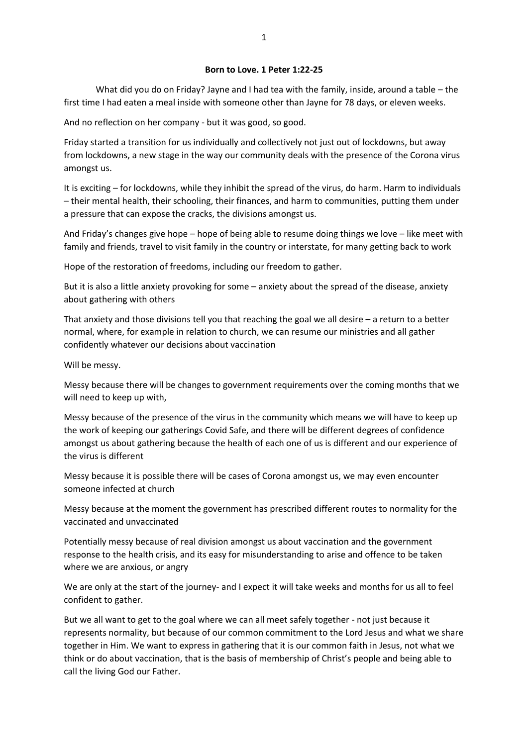**Born to Love. 1 Peter 1:22-25**

What did you do on Friday? Jayne and I had tea with the family, inside, around a table – the first time I had eaten a meal inside with someone other than Jayne for 78 days, or eleven weeks.

And no reflection on her company - but it was good, so good.

Friday started a transition for us individually and collectively not just out of lockdowns, but away from lockdowns, a new stage in the way our community deals with the presence of the Corona virus amongst us.

It is exciting – for lockdowns, while they inhibit the spread of the virus, do harm. Harm to individuals – their mental health, their schooling, their finances, and harm to communities, putting them under a pressure that can expose the cracks, the divisions amongst us.

And Friday's changes give hope – hope of being able to resume doing things we love – like meet with family and friends, travel to visit family in the country or interstate, for many getting back to work

Hope of the restoration of freedoms, including our freedom to gather.

But it is also a little anxiety provoking for some – anxiety about the spread of the disease, anxiety about gathering with others

That anxiety and those divisions tell you that reaching the goal we all desire – a return to a better normal, where, for example in relation to church, we can resume our ministries and all gather confidently whatever our decisions about vaccination

Will be messy.

Messy because there will be changes to government requirements over the coming months that we will need to keep up with,

Messy because of the presence of the virus in the community which means we will have to keep up the work of keeping our gatherings Covid Safe, and there will be different degrees of confidence amongst us about gathering because the health of each one of us is different and our experience of the virus is different

Messy because it is possible there will be cases of Corona amongst us, we may even encounter someone infected at church

Messy because at the moment the government has prescribed different routes to normality for the vaccinated and unvaccinated

Potentially messy because of real division amongst us about vaccination and the government response to the health crisis, and its easy for misunderstanding to arise and offence to be taken where we are anxious, or angry

We are only at the start of the journey- and I expect it will take weeks and months for us all to feel confident to gather.

But we all want to get to the goal where we can all meet safely together - not just because it represents normality, but because of our common commitment to the Lord Jesus and what we share together in Him. We want to express in gathering that it is our common faith in Jesus, not what we think or do about vaccination, that is the basis of membership of Christ's people and being able to call the living God our Father.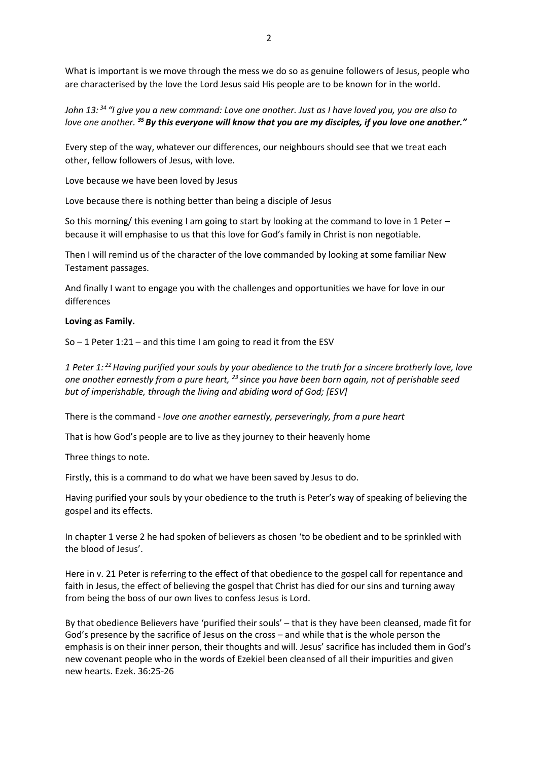What is important is we move through the mess we do so as genuine followers of Jesus, people who are characterised by the love the Lord Jesus said His people are to be known for in the world.

*John 13: [34] "I give you a new command: Love one another. Just as I have loved you, you are also to love one another. [35]* ***By this everyone will know that you are my disciples, if you love one another."***

Every step of the way, whatever our differences, our neighbours should see that we treat each other, fellow followers of Jesus, with love.

Love because we have been loved by Jesus

Love because there is nothing better than being a disciple of Jesus

So this morning/ this evening I am going to start by looking at the command to love in 1 Peter – because it will emphasise to us that this love for God's family in Christ is non negotiable.

Then I will remind us of the character of the love commanded by looking at some familiar New Testament passages.

And finally I want to engage you with the challenges and opportunities we have for love in our differences

**Loving as Family.**

So – 1 Peter 1:21 – and this time I am going to read it from the ESV

*1 Peter 1: [22] Having purified your souls by your obedience to the truth for a sincere brotherly love, love one another earnestly from a pure heart, [23] since you have been born again, not of perishable seed but of imperishable, through the living and abiding word of God; [ESV]*

There is the command - *love one another earnestly, perseveringly, from a pure heart*

That is how God's people are to live as they journey to their heavenly home

Three things to note.

Firstly, this is a command to do what we have been saved by Jesus to do.

Having purified your souls by your obedience to the truth is Peter's way of speaking of believing the gospel and its effects.

In chapter 1 verse 2 he had spoken of believers as chosen 'to be obedient and to be sprinkled with the blood of Jesus'.

Here in v. 21 Peter is referring to the effect of that obedience to the gospel call for repentance and faith in Jesus, the effect of believing the gospel that Christ has died for our sins and turning away from being the boss of our own lives to confess Jesus is Lord.

By that obedience Believers have 'purified their souls' – that is they have been cleansed, made fit for God's presence by the sacrifice of Jesus on the cross – and while that is the whole person the emphasis is on their inner person, their thoughts and will. Jesus' sacrifice has included them in God's new covenant people who in the words of Ezekiel been cleansed of all their impurities and given new hearts. Ezek. 36:25-26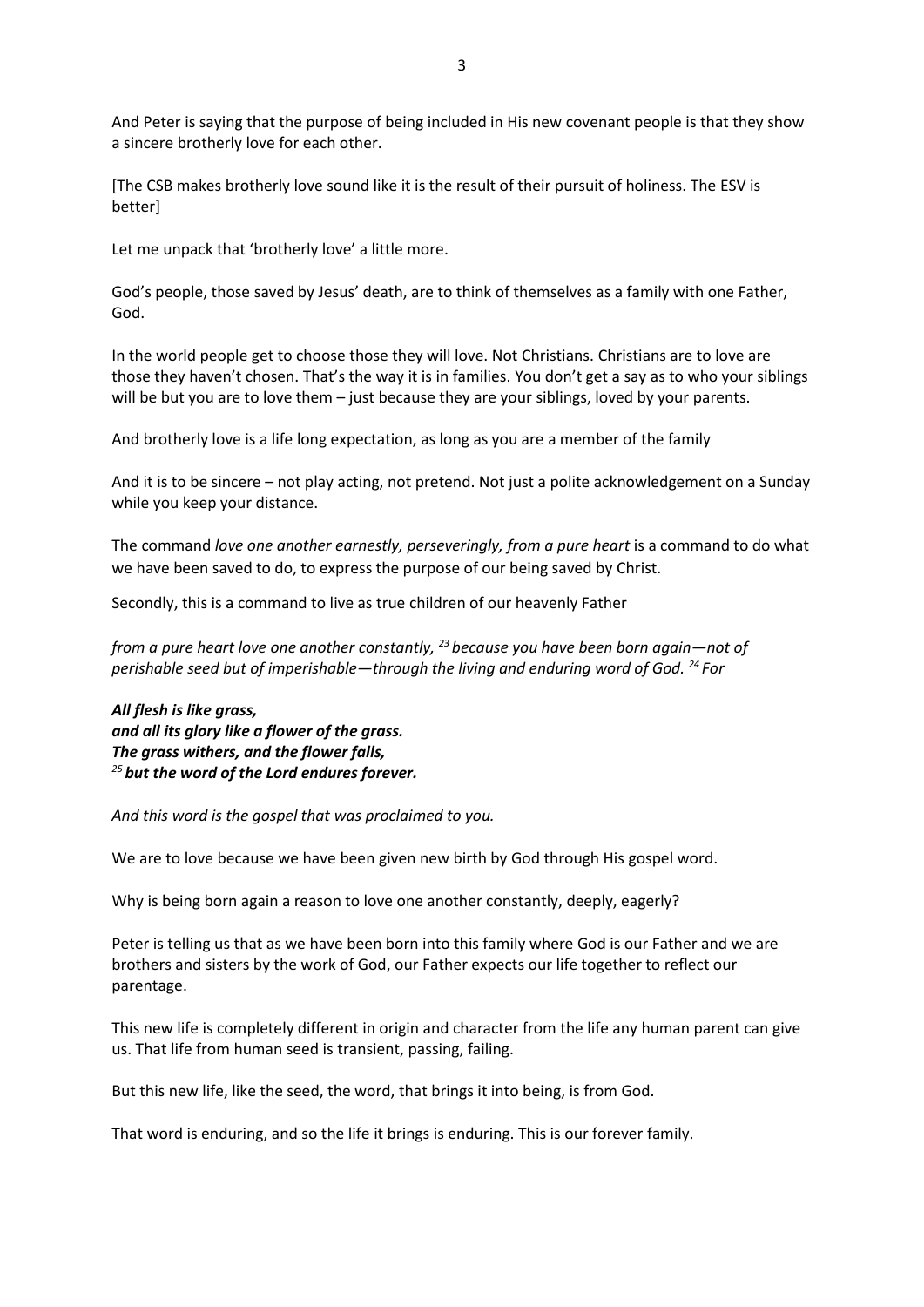And Peter is saying that the purpose of being included in His new covenant people is that they show a sincere brotherly love for each other.

[The CSB makes brotherly love sound like it is the result of their pursuit of holiness. The ESV is better]

Let me unpack that 'brotherly love' a little more.

God's people, those saved by Jesus' death, are to think of themselves as a family with one Father, God.

In the world people get to choose those they will love. Not Christians. Christians are to love are those they haven't chosen. That's the way it is in families. You don't get a say as to who your siblings will be but you are to love them – just because they are your siblings, loved by your parents.

And brotherly love is a life long expectation, as long as you are a member of the family

And it is to be sincere – not play acting, not pretend. Not just a polite acknowledgement on a Sunday while you keep your distance.

The command *love one another earnestly, perseveringly, from a pure heart* is a command to do what we have been saved to do, to express the purpose of our being saved by Christ.

Secondly, this is a command to live as true children of our heavenly Father

*from a pure heart love one another constantly, [23] because you have been born again—not of perishable seed but of imperishable—through the living and enduring word of God. [24] For*

***All flesh is like grass,***
***and all its glory like a flower of the grass.***
***The grass withers, and the flower falls,***
***[25] but the word of the Lord endures forever.***

*And this word is the gospel that was proclaimed to you.*

We are to love because we have been given new birth by God through His gospel word.

Why is being born again a reason to love one another constantly, deeply, eagerly?

Peter is telling us that as we have been born into this family where God is our Father and we are brothers and sisters by the work of God, our Father expects our life together to reflect our parentage.

This new life is completely different in origin and character from the life any human parent can give us. That life from human seed is transient, passing, failing.

But this new life, like the seed, the word, that brings it into being, is from God.

That word is enduring, and so the life it brings is enduring. This is our forever family.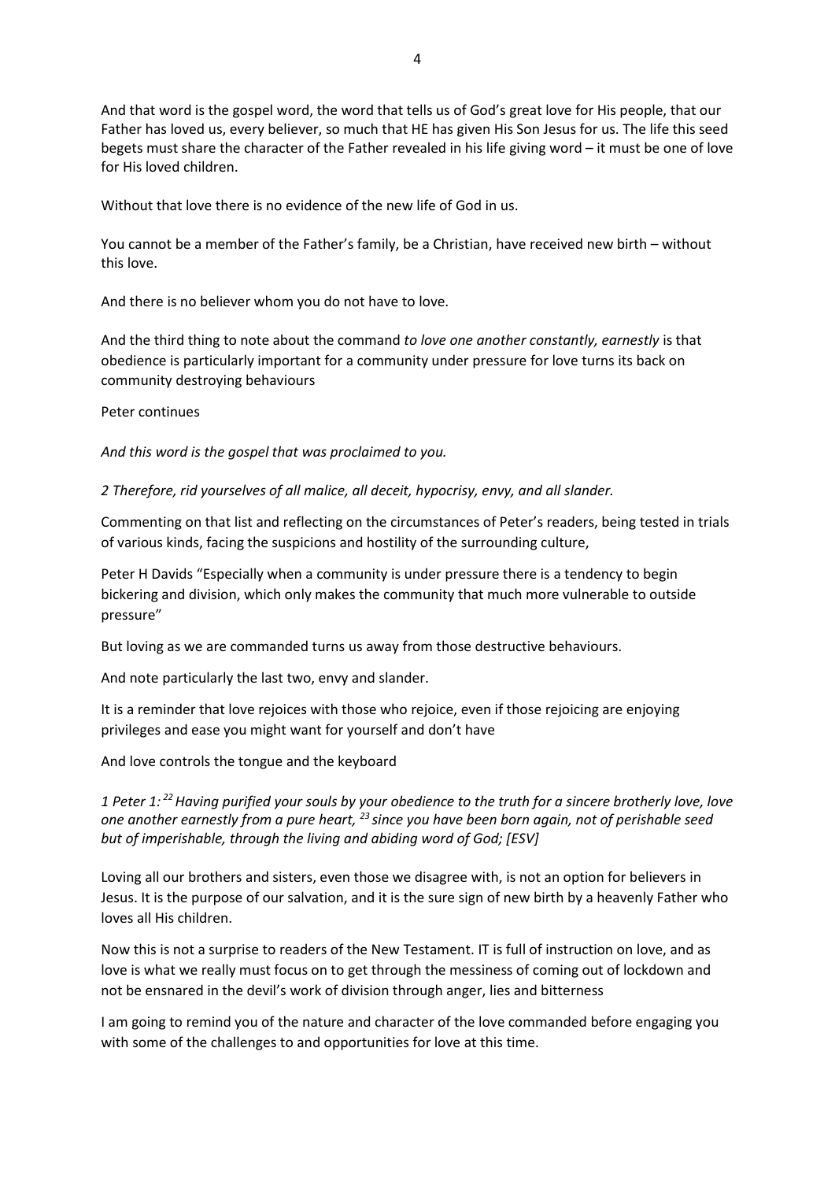And that word is the gospel word, the word that tells us of God's great love for His people, that our Father has loved us, every believer, so much that HE has given His Son Jesus for us. The life this seed begets must share the character of the Father revealed in his life giving word – it must be one of love for His loved children.

Without that love there is no evidence of the new life of God in us.

You cannot be a member of the Father's family, be a Christian, have received new birth – without this love.

And there is no believer whom you do not have to love.

And the third thing to note about the command *to love one another constantly, earnestly* is that obedience is particularly important for a community under pressure for love turns its back on community destroying behaviours

Peter continues

*And this word is the gospel that was proclaimed to you.*

*2 Therefore, rid yourselves of all malice, all deceit, hypocrisy, envy, and all slander.*

Commenting on that list and reflecting on the circumstances of Peter's readers, being tested in trials of various kinds, facing the suspicions and hostility of the surrounding culture,

Peter H Davids "Especially when a community is under pressure there is a tendency to begin bickering and division, which only makes the community that much more vulnerable to outside pressure"

But loving as we are commanded turns us away from those destructive behaviours.

And note particularly the last two, envy and slander.

It is a reminder that love rejoices with those who rejoice, even if those rejoicing are enjoying privileges and ease you might want for yourself and don't have

And love controls the tongue and the keyboard

*1 Peter 1: [22] Having purified your souls by your obedience to the truth for a sincere brotherly love, love one another earnestly from a pure heart, [23] since you have been born again, not of perishable seed but of imperishable, through the living and abiding word of God; [ESV]*

Loving all our brothers and sisters, even those we disagree with, is not an option for believers in Jesus. It is the purpose of our salvation, and it is the sure sign of new birth by a heavenly Father who loves all His children.

Now this is not a surprise to readers of the New Testament. IT is full of instruction on love, and as love is what we really must focus on to get through the messiness of coming out of lockdown and not be ensnared in the devil's work of division through anger, lies and bitterness

I am going to remind you of the nature and character of the love commanded before engaging you with some of the challenges to and opportunities for love at this time.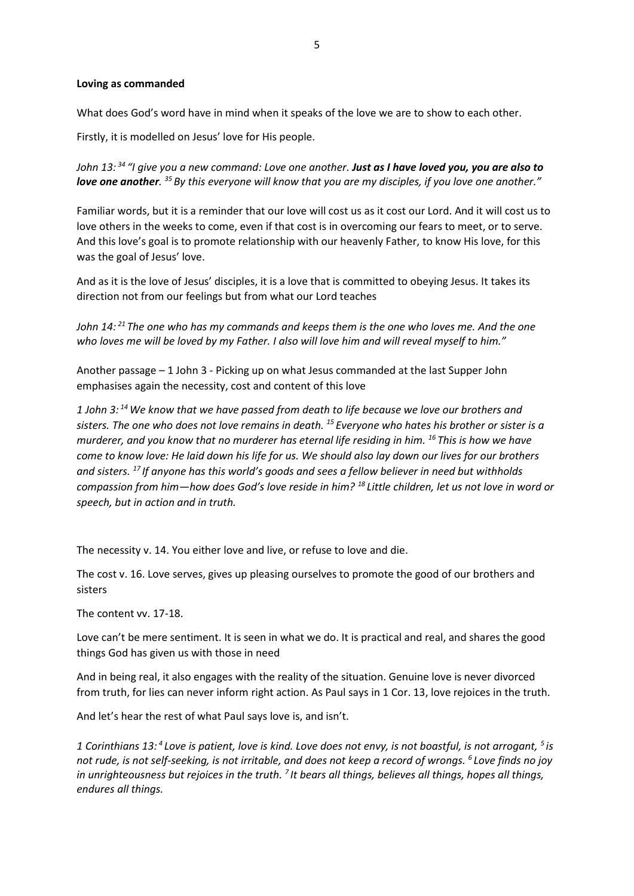**Loving as commanded**

What does God's word have in mind when it speaks of the love we are to show to each other.

Firstly, it is modelled on Jesus' love for His people.

*John 13: [34] "I give you a new command: Love one another.* ***Just as I have loved you, you are also to love one another****. [35] By this everyone will know that you are my disciples, if you love one another."*

Familiar words, but it is a reminder that our love will cost us as it cost our Lord. And it will cost us to love others in the weeks to come, even if that cost is in overcoming our fears to meet, or to serve. And this love's goal is to promote relationship with our heavenly Father, to know His love, for this was the goal of Jesus' love.

And as it is the love of Jesus' disciples, it is a love that is committed to obeying Jesus. It takes its direction not from our feelings but from what our Lord teaches

*John 14: [21] The one who has my commands and keeps them is the one who loves me. And the one who loves me will be loved by my Father. I also will love him and will reveal myself to him."*

Another passage – 1 John 3 - Picking up on what Jesus commanded at the last Supper John emphasises again the necessity, cost and content of this love

*1 John 3: [14] We know that we have passed from death to life because we love our brothers and sisters. The one who does not love remains in death. [15] Everyone who hates his brother or sister is a murderer, and you know that no murderer has eternal life residing in him. [16] This is how we have come to know love: He laid down his life for us. We should also lay down our lives for our brothers and sisters. [17] If anyone has this world's goods and sees a fellow believer in need but withholds compassion from him—how does God's love reside in him? [18] Little children, let us not love in word or speech, but in action and in truth.*

The necessity v. 14. You either love and live, or refuse to love and die.

The cost v. 16. Love serves, gives up pleasing ourselves to promote the good of our brothers and sisters

The content vv. 17-18.

Love can't be mere sentiment. It is seen in what we do. It is practical and real, and shares the good things God has given us with those in need

And in being real, it also engages with the reality of the situation. Genuine love is never divorced from truth, for lies can never inform right action. As Paul says in 1 Cor. 13, love rejoices in the truth.

And let's hear the rest of what Paul says love is, and isn't.

*1 Corinthians 13: [4] Love is patient, love is kind. Love does not envy, is not boastful, is not arrogant, [5] is not rude, is not self-seeking, is not irritable, and does not keep a record of wrongs. [6] Love finds no joy in unrighteousness but rejoices in the truth. [7] It bears all things, believes all things, hopes all things, endures all things.*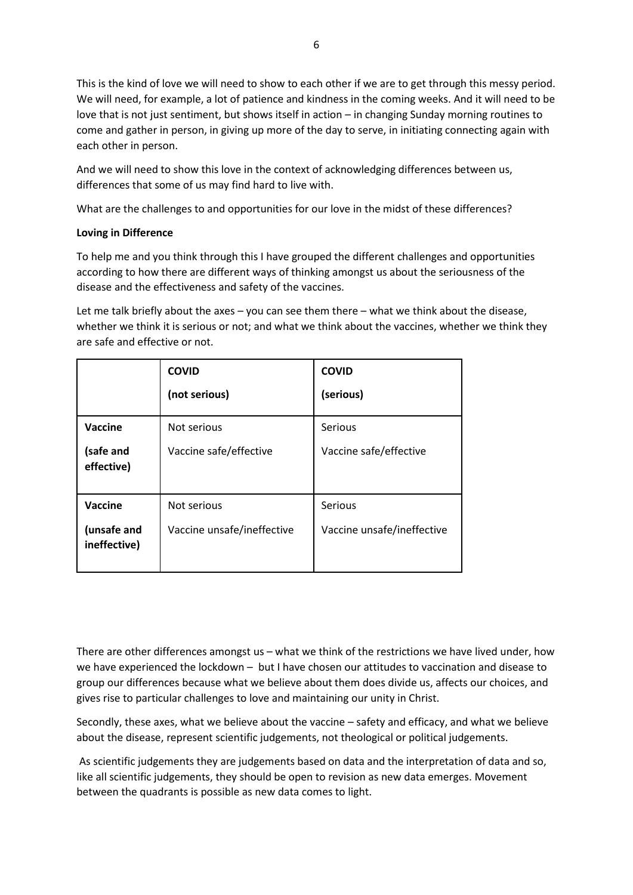This is the kind of love we will need to show to each other if we are to get through this messy period. We will need, for example, a lot of patience and kindness in the coming weeks. And it will need to be love that is not just sentiment, but shows itself in action – in changing Sunday morning routines to come and gather in person, in giving up more of the day to serve, in initiating connecting again with each other in person.

And we will need to show this love in the context of acknowledging differences between us, differences that some of us may find hard to live with.

What are the challenges to and opportunities for our love in the midst of these differences?

**Loving in Difference**

To help me and you think through this I have grouped the different challenges and opportunities according to how there are different ways of thinking amongst us about the seriousness of the disease and the effectiveness and safety of the vaccines.

Let me talk briefly about the axes – you can see them there – what we think about the disease, whether we think it is serious or not; and what we think about the vaccines, whether we think they are safe and effective or not.

| | **COVID (not serious)** | **COVID (serious)** |
|---|---|---|
| **Vaccine (safe and effective)** | Not serious Vaccine safe/effective | Serious Vaccine safe/effective |
| **Vaccine (unsafe and ineffective)** | Not serious Vaccine unsafe/ineffective | Serious Vaccine unsafe/ineffective |

There are other differences amongst us – what we think of the restrictions we have lived under, how we have experienced the lockdown – but I have chosen our attitudes to vaccination and disease to group our differences because what we believe about them does divide us, affects our choices, and gives rise to particular challenges to love and maintaining our unity in Christ.

Secondly, these axes, what we believe about the vaccine – safety and efficacy, and what we believe about the disease, represent scientific judgements, not theological or political judgements.

As scientific judgements they are judgements based on data and the interpretation of data and so, like all scientific judgements, they should be open to revision as new data emerges. Movement between the quadrants is possible as new data comes to light.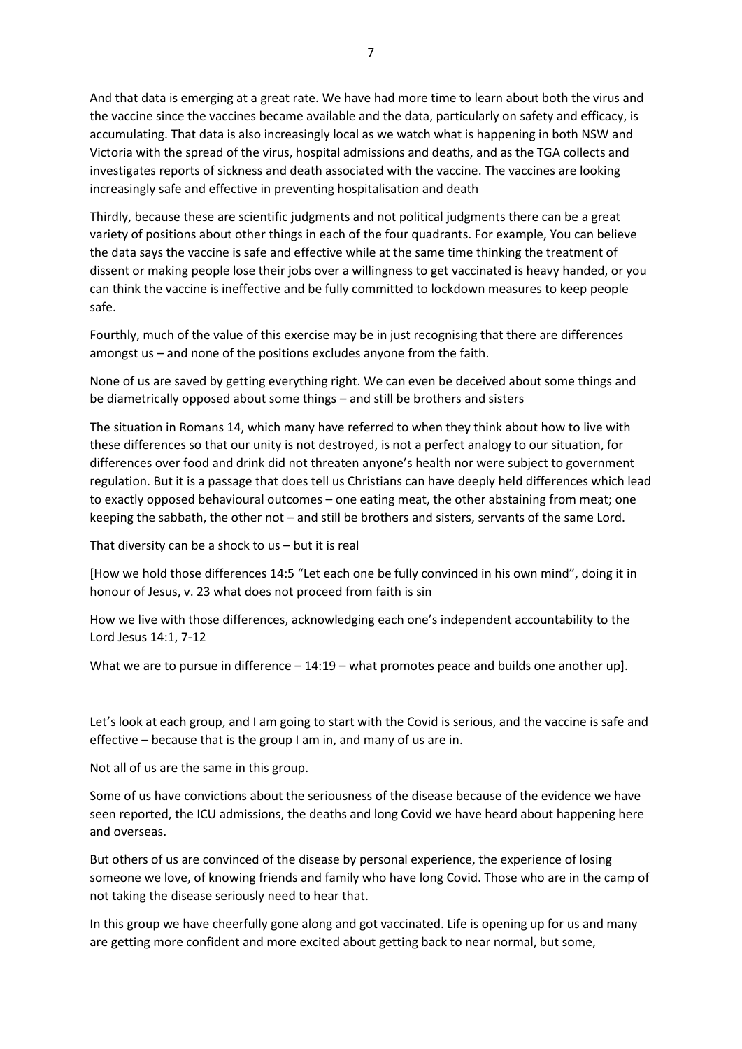And that data is emerging at a great rate. We have had more time to learn about both the virus and the vaccine since the vaccines became available and the data, particularly on safety and efficacy, is accumulating. That data is also increasingly local as we watch what is happening in both NSW and Victoria with the spread of the virus, hospital admissions and deaths, and as the TGA collects and investigates reports of sickness and death associated with the vaccine. The vaccines are looking increasingly safe and effective in preventing hospitalisation and death

Thirdly, because these are scientific judgments and not political judgments there can be a great variety of positions about other things in each of the four quadrants. For example, You can believe the data says the vaccine is safe and effective while at the same time thinking the treatment of dissent or making people lose their jobs over a willingness to get vaccinated is heavy handed, or you can think the vaccine is ineffective and be fully committed to lockdown measures to keep people safe.

Fourthly, much of the value of this exercise may be in just recognising that there are differences amongst us – and none of the positions excludes anyone from the faith.

None of us are saved by getting everything right. We can even be deceived about some things and be diametrically opposed about some things – and still be brothers and sisters

The situation in Romans 14, which many have referred to when they think about how to live with these differences so that our unity is not destroyed, is not a perfect analogy to our situation, for differences over food and drink did not threaten anyone's health nor were subject to government regulation. But it is a passage that does tell us Christians can have deeply held differences which lead to exactly opposed behavioural outcomes – one eating meat, the other abstaining from meat; one keeping the sabbath, the other not – and still be brothers and sisters, servants of the same Lord.

That diversity can be a shock to us – but it is real

[How we hold those differences 14:5 "Let each one be fully convinced in his own mind", doing it in honour of Jesus, v. 23 what does not proceed from faith is sin

How we live with those differences, acknowledging each one's independent accountability to the Lord Jesus 14:1, 7-12

What we are to pursue in difference – 14:19 – what promotes peace and builds one another up].

Let's look at each group, and I am going to start with the Covid is serious, and the vaccine is safe and effective – because that is the group I am in, and many of us are in.

Not all of us are the same in this group.

Some of us have convictions about the seriousness of the disease because of the evidence we have seen reported, the ICU admissions, the deaths and long Covid we have heard about happening here and overseas.

But others of us are convinced of the disease by personal experience, the experience of losing someone we love, of knowing friends and family who have long Covid. Those who are in the camp of not taking the disease seriously need to hear that.

In this group we have cheerfully gone along and got vaccinated. Life is opening up for us and many are getting more confident and more excited about getting back to near normal, but some,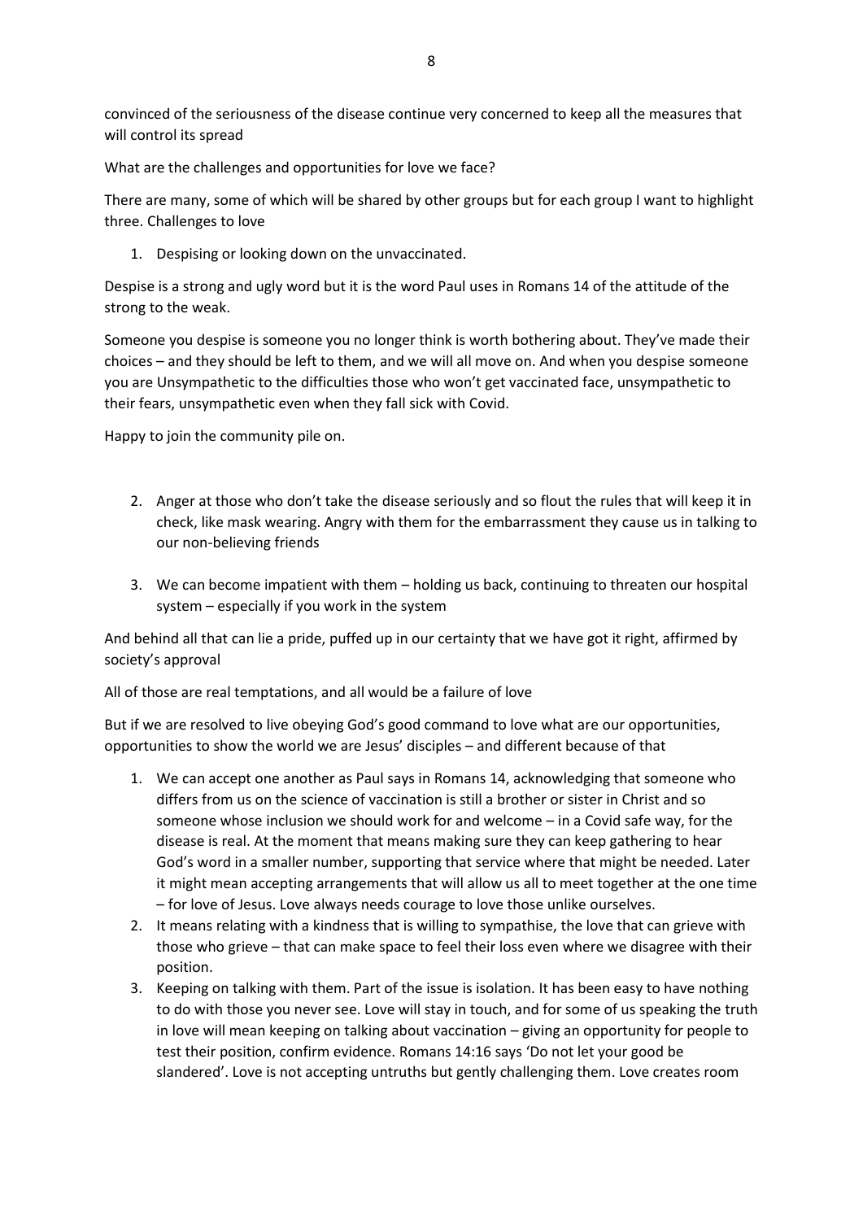convinced of the seriousness of the disease continue very concerned to keep all the measures that will control its spread

What are the challenges and opportunities for love we face?

There are many, some of which will be shared by other groups but for each group I want to highlight three. Challenges to love

1. Despising or looking down on the unvaccinated.

Despise is a strong and ugly word but it is the word Paul uses in Romans 14 of the attitude of the strong to the weak.

Someone you despise is someone you no longer think is worth bothering about. They've made their choices – and they should be left to them, and we will all move on. And when you despise someone you are Unsympathetic to the difficulties those who won't get vaccinated face, unsympathetic to their fears, unsympathetic even when they fall sick with Covid.

Happy to join the community pile on.

2. Anger at those who don't take the disease seriously and so flout the rules that will keep it in check, like mask wearing. Angry with them for the embarrassment they cause us in talking to our non-believing friends

3. We can become impatient with them – holding us back, continuing to threaten our hospital system – especially if you work in the system

And behind all that can lie a pride, puffed up in our certainty that we have got it right, affirmed by society's approval

All of those are real temptations, and all would be a failure of love

But if we are resolved to live obeying God's good command to love what are our opportunities, opportunities to show the world we are Jesus' disciples – and different because of that

1. We can accept one another as Paul says in Romans 14, acknowledging that someone who differs from us on the science of vaccination is still a brother or sister in Christ and so someone whose inclusion we should work for and welcome – in a Covid safe way, for the disease is real. At the moment that means making sure they can keep gathering to hear God's word in a smaller number, supporting that service where that might be needed. Later it might mean accepting arrangements that will allow us all to meet together at the one time – for love of Jesus. Love always needs courage to love those unlike ourselves.
2. It means relating with a kindness that is willing to sympathise, the love that can grieve with those who grieve – that can make space to feel their loss even where we disagree with their position.
3. Keeping on talking with them. Part of the issue is isolation. It has been easy to have nothing to do with those you never see. Love will stay in touch, and for some of us speaking the truth in love will mean keeping on talking about vaccination – giving an opportunity for people to test their position, confirm evidence. Romans 14:16 says 'Do not let your good be slandered'. Love is not accepting untruths but gently challenging them. Love creates room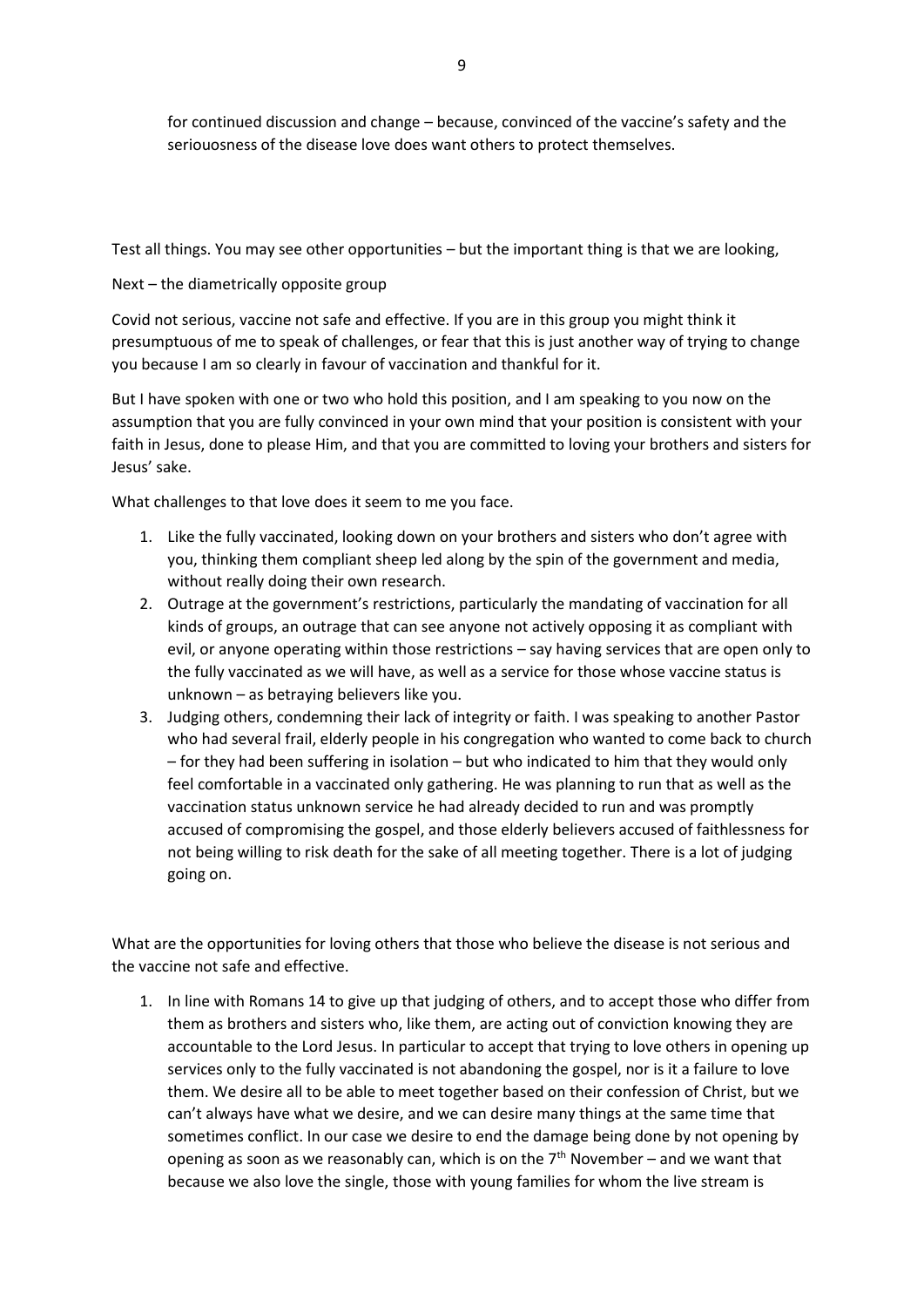for continued discussion and change – because, convinced of the vaccine's safety and the seriouosness of the disease love does want others to protect themselves.

Test all things. You may see other opportunities – but the important thing is that we are looking,

Next – the diametrically opposite group

Covid not serious, vaccine not safe and effective. If you are in this group you might think it presumptuous of me to speak of challenges, or fear that this is just another way of trying to change you because I am so clearly in favour of vaccination and thankful for it.

But I have spoken with one or two who hold this position, and I am speaking to you now on the assumption that you are fully convinced in your own mind that your position is consistent with your faith in Jesus, done to please Him, and that you are committed to loving your brothers and sisters for Jesus' sake.

What challenges to that love does it seem to me you face.

1. Like the fully vaccinated, looking down on your brothers and sisters who don't agree with you, thinking them compliant sheep led along by the spin of the government and media, without really doing their own research.
2. Outrage at the government's restrictions, particularly the mandating of vaccination for all kinds of groups, an outrage that can see anyone not actively opposing it as compliant with evil, or anyone operating within those restrictions – say having services that are open only to the fully vaccinated as we will have, as well as a service for those whose vaccine status is unknown – as betraying believers like you.
3. Judging others, condemning their lack of integrity or faith. I was speaking to another Pastor who had several frail, elderly people in his congregation who wanted to come back to church – for they had been suffering in isolation – but who indicated to him that they would only feel comfortable in a vaccinated only gathering. He was planning to run that as well as the vaccination status unknown service he had already decided to run and was promptly accused of compromising the gospel, and those elderly believers accused of faithlessness for not being willing to risk death for the sake of all meeting together. There is a lot of judging going on.

What are the opportunities for loving others that those who believe the disease is not serious and the vaccine not safe and effective.

1. In line with Romans 14 to give up that judging of others, and to accept those who differ from them as brothers and sisters who, like them, are acting out of conviction knowing they are accountable to the Lord Jesus. In particular to accept that trying to love others in opening up services only to the fully vaccinated is not abandoning the gospel, nor is it a failure to love them. We desire all to be able to meet together based on their confession of Christ, but we can't always have what we desire, and we can desire many things at the same time that sometimes conflict. In our case we desire to end the damage being done by not opening by opening as soon as we reasonably can, which is on the 7th November – and we want that because we also love the single, those with young families for whom the live stream is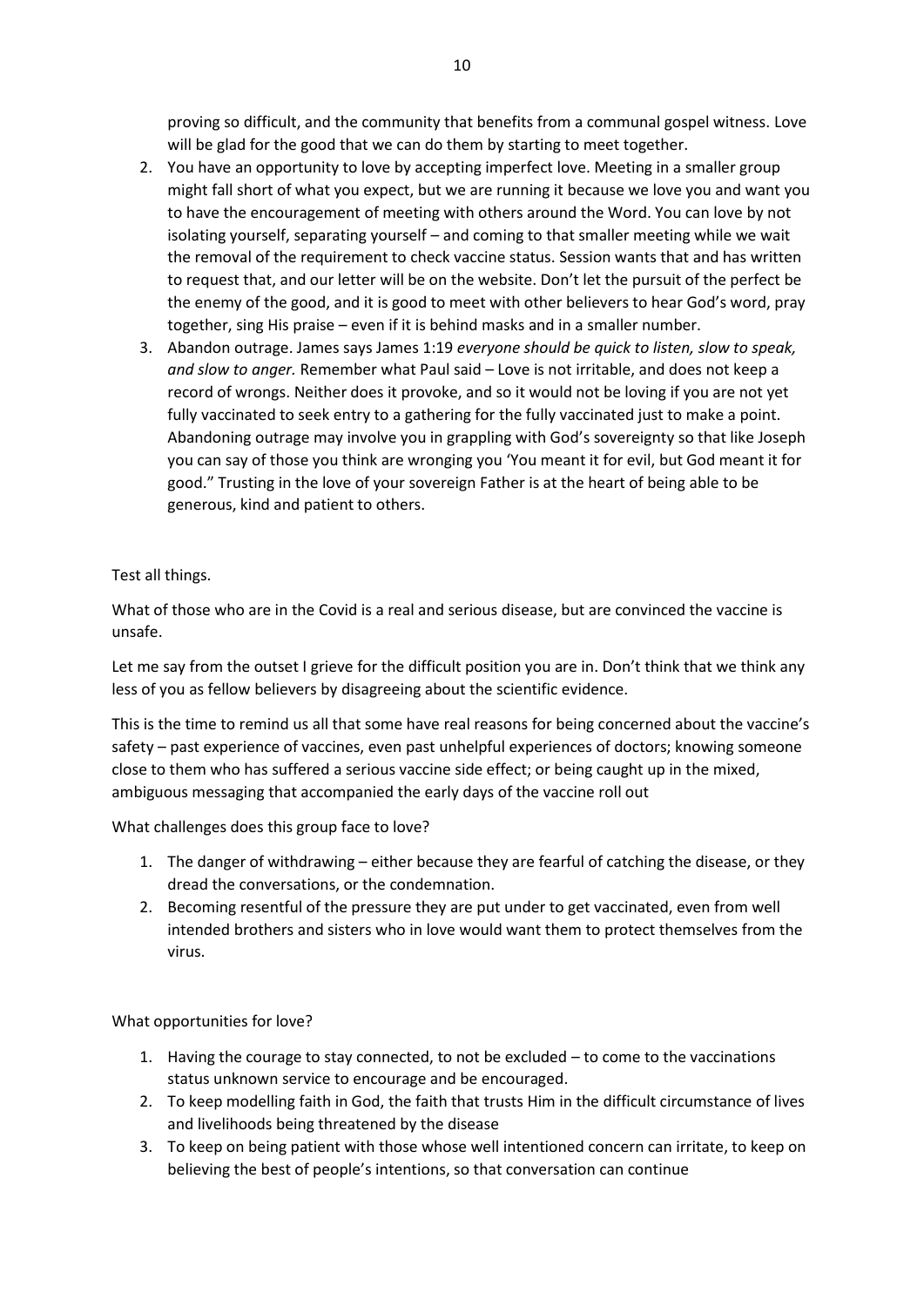proving so difficult, and the community that benefits from a communal gospel witness. Love will be glad for the good that we can do them by starting to meet together.

2. You have an opportunity to love by accepting imperfect love. Meeting in a smaller group might fall short of what you expect, but we are running it because we love you and want you to have the encouragement of meeting with others around the Word. You can love by not isolating yourself, separating yourself – and coming to that smaller meeting while we wait the removal of the requirement to check vaccine status. Session wants that and has written to request that, and our letter will be on the website. Don't let the pursuit of the perfect be the enemy of the good, and it is good to meet with other believers to hear God's word, pray together, sing His praise – even if it is behind masks and in a smaller number.
3. Abandon outrage. James says James 1:19 *everyone should be quick to listen, slow to speak, and slow to anger.* Remember what Paul said – Love is not irritable, and does not keep a record of wrongs. Neither does it provoke, and so it would not be loving if you are not yet fully vaccinated to seek entry to a gathering for the fully vaccinated just to make a point. Abandoning outrage may involve you in grappling with God's sovereignty so that like Joseph you can say of those you think are wronging you 'You meant it for evil, but God meant it for good." Trusting in the love of your sovereign Father is at the heart of being able to be generous, kind and patient to others.

Test all things.

What of those who are in the Covid is a real and serious disease, but are convinced the vaccine is unsafe.

Let me say from the outset I grieve for the difficult position you are in. Don't think that we think any less of you as fellow believers by disagreeing about the scientific evidence.

This is the time to remind us all that some have real reasons for being concerned about the vaccine's safety – past experience of vaccines, even past unhelpful experiences of doctors; knowing someone close to them who has suffered a serious vaccine side effect; or being caught up in the mixed, ambiguous messaging that accompanied the early days of the vaccine roll out

What challenges does this group face to love?

1. The danger of withdrawing – either because they are fearful of catching the disease, or they dread the conversations, or the condemnation.
2. Becoming resentful of the pressure they are put under to get vaccinated, even from well intended brothers and sisters who in love would want them to protect themselves from the virus.

What opportunities for love?

1. Having the courage to stay connected, to not be excluded – to come to the vaccinations status unknown service to encourage and be encouraged.
2. To keep modelling faith in God, the faith that trusts Him in the difficult circumstance of lives and livelihoods being threatened by the disease
3. To keep on being patient with those whose well intentioned concern can irritate, to keep on believing the best of people's intentions, so that conversation can continue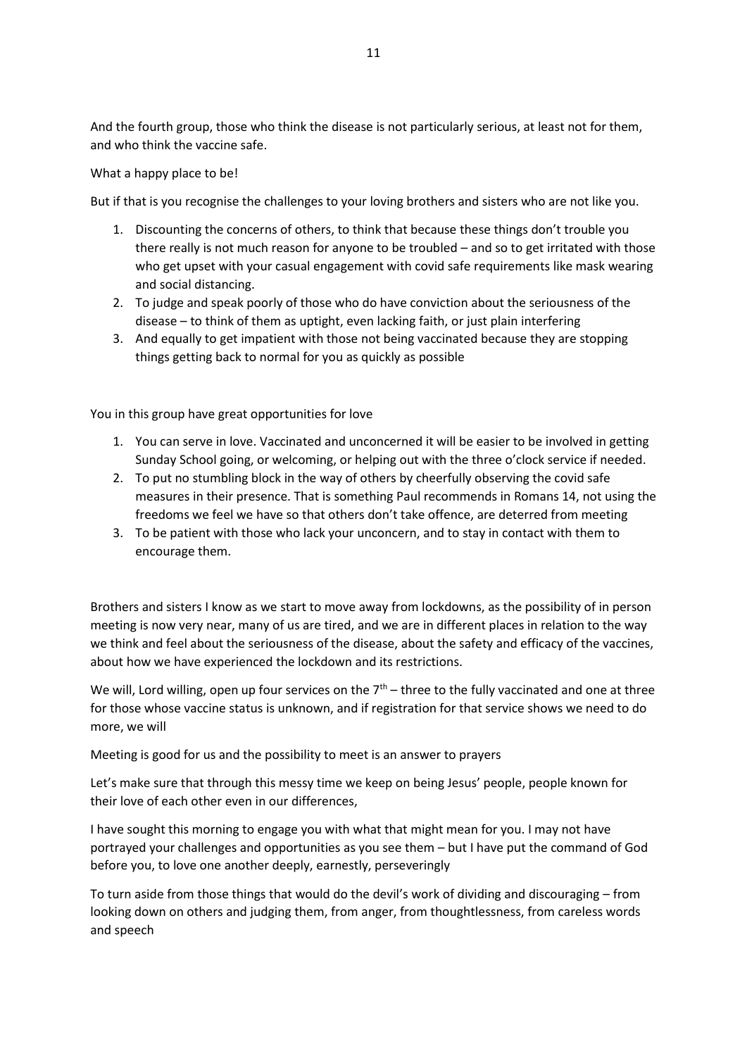And the fourth group, those who think the disease is not particularly serious, at least not for them, and who think the vaccine safe.

What a happy place to be!

But if that is you recognise the challenges to your loving brothers and sisters who are not like you.

1. Discounting the concerns of others, to think that because these things don't trouble you there really is not much reason for anyone to be troubled – and so to get irritated with those who get upset with your casual engagement with covid safe requirements like mask wearing and social distancing.
2. To judge and speak poorly of those who do have conviction about the seriousness of the disease – to think of them as uptight, even lacking faith, or just plain interfering
3. And equally to get impatient with those not being vaccinated because they are stopping things getting back to normal for you as quickly as possible

You in this group have great opportunities for love

1. You can serve in love. Vaccinated and unconcerned it will be easier to be involved in getting Sunday School going, or welcoming, or helping out with the three o'clock service if needed.
2. To put no stumbling block in the way of others by cheerfully observing the covid safe measures in their presence. That is something Paul recommends in Romans 14, not using the freedoms we feel we have so that others don't take offence, are deterred from meeting
3. To be patient with those who lack your unconcern, and to stay in contact with them to encourage them.

Brothers and sisters I know as we start to move away from lockdowns, as the possibility of in person meeting is now very near, many of us are tired, and we are in different places in relation to the way we think and feel about the seriousness of the disease, about the safety and efficacy of the vaccines, about how we have experienced the lockdown and its restrictions.

We will, Lord willing, open up four services on the 7th – three to the fully vaccinated and one at three for those whose vaccine status is unknown, and if registration for that service shows we need to do more, we will

Meeting is good for us and the possibility to meet is an answer to prayers

Let's make sure that through this messy time we keep on being Jesus' people, people known for their love of each other even in our differences,

I have sought this morning to engage you with what that might mean for you. I may not have portrayed your challenges and opportunities as you see them – but I have put the command of God before you, to love one another deeply, earnestly, perseveringly

To turn aside from those things that would do the devil's work of dividing and discouraging – from looking down on others and judging them, from anger, from thoughtlessness, from careless words and speech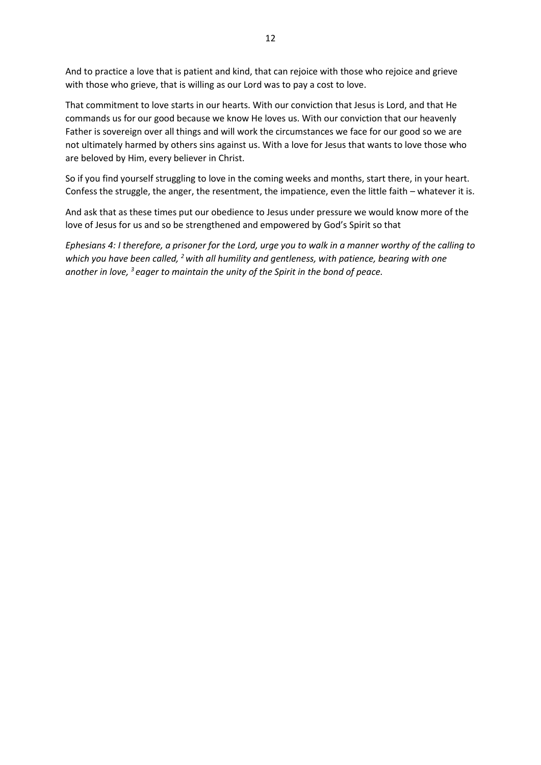And to practice a love that is patient and kind, that can rejoice with those who rejoice and grieve with those who grieve, that is willing as our Lord was to pay a cost to love.

That commitment to love starts in our hearts. With our conviction that Jesus is Lord, and that He commands us for our good because we know He loves us. With our conviction that our heavenly Father is sovereign over all things and will work the circumstances we face for our good so we are not ultimately harmed by others sins against us. With a love for Jesus that wants to love those who are beloved by Him, every believer in Christ.

So if you find yourself struggling to love in the coming weeks and months, start there, in your heart. Confess the struggle, the anger, the resentment, the impatience, even the little faith – whatever it is.

And ask that as these times put our obedience to Jesus under pressure we would know more of the love of Jesus for us and so be strengthened and empowered by God's Spirit so that

*Ephesians 4: I therefore, a prisoner for the Lord, urge you to walk in a manner worthy of the calling to which you have been called, [2] with all humility and gentleness, with patience, bearing with one another in love, [3] eager to maintain the unity of the Spirit in the bond of peace.*